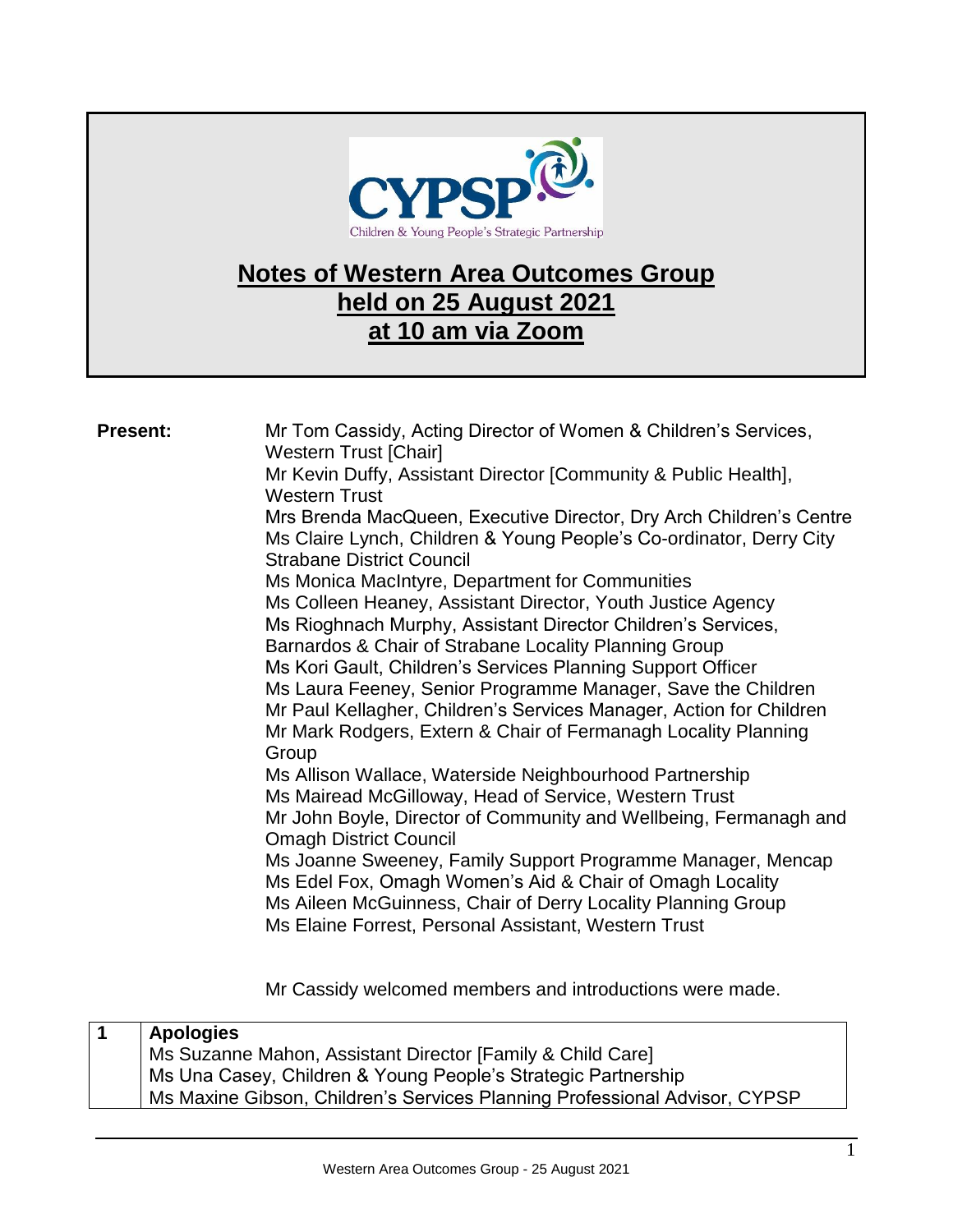# Notes of Western Area Outcomes Group held on 25 August 2021 at 10 am via Zoom

**Present:**

Mr Tom Cassidy, Acting Director of Women & Children's Services, Western Trust [Chair]
Mr Kevin Duffy, Assistant Director [Community & Public Health], Western Trust
Mrs Brenda MacQueen, Executive Director, Dry Arch Children's Centre
Ms Claire Lynch, Children & Young People's Co-ordinator, Derry City Strabane District Council
Ms Monica MacIntyre, Department for Communities
Ms Colleen Heaney, Assistant Director, Youth Justice Agency
Ms Rioghnach Murphy, Assistant Director Children's Services, Barnardos & Chair of Strabane Locality Planning Group
Ms Kori Gault, Children's Services Planning Support Officer
Ms Laura Feeney, Senior Programme Manager, Save the Children
Mr Paul Kellagher, Children's Services Manager, Action for Children
Mr Mark Rodgers, Extern & Chair of Fermanagh Locality Planning Group
Ms Allison Wallace, Waterside Neighbourhood Partnership
Ms Mairead McGilloway, Head of Service, Western Trust
Mr John Boyle, Director of Community and Wellbeing, Fermanagh and Omagh District Council
Ms Joanne Sweeney, Family Support Programme Manager, Mencap
Ms Edel Fox, Omagh Women's Aid & Chair of Omagh Locality
Ms Aileen McGuinness, Chair of Derry Locality Planning Group
Ms Elaine Forrest, Personal Assistant, Western Trust

Mr Cassidy welcomed members and introductions were made.

| 1 | **Apologies** |
|---|---|
| | Ms Suzanne Mahon, Assistant Director [Family & Child Care]<br>Ms Una Casey, Children & Young People's Strategic Partnership<br>Ms Maxine Gibson, Children's Services Planning Professional Advisor, CYPSP |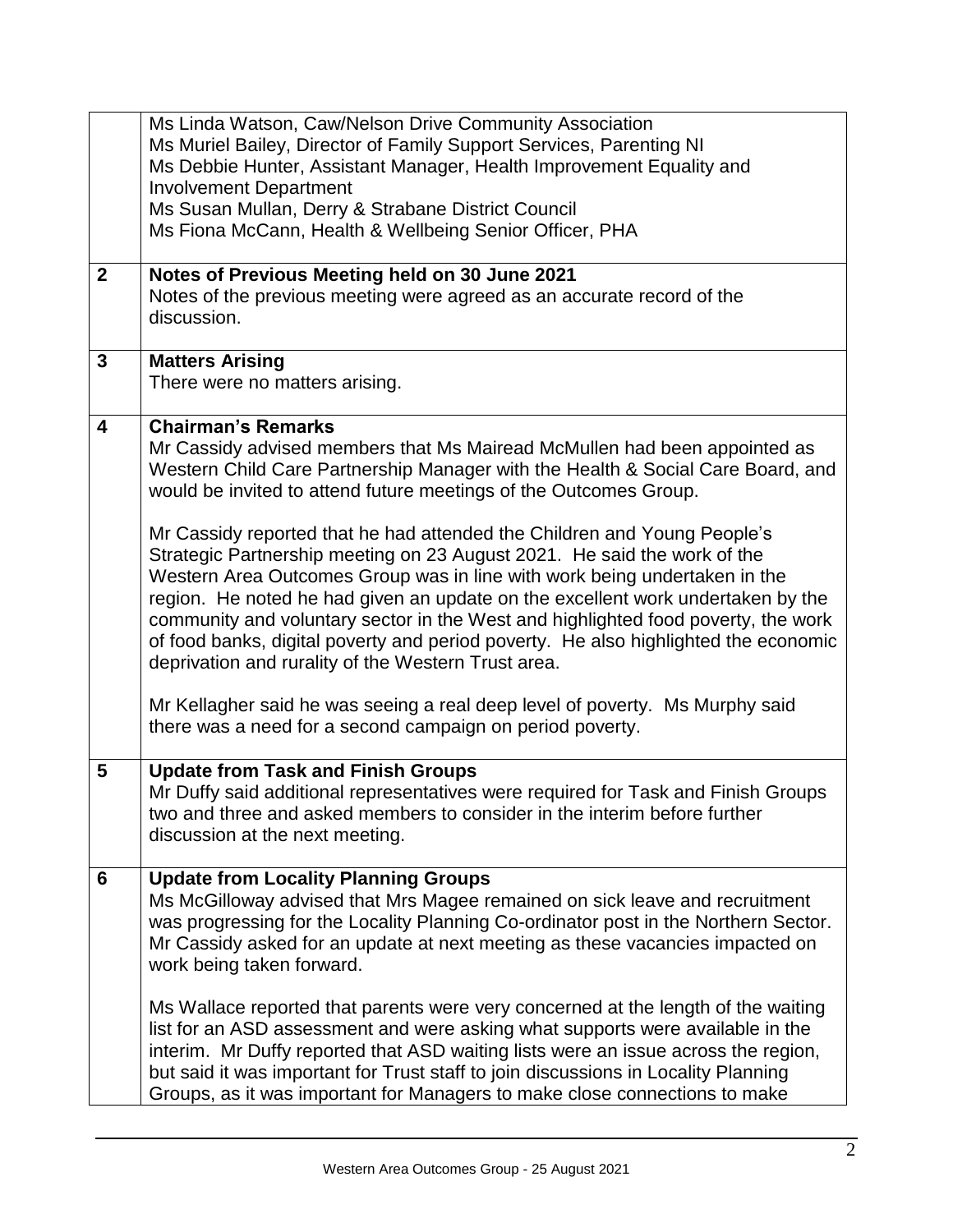|  |  |
|---|---|
|  | Ms Linda Watson, Caw/Nelson Drive Community Association<br>Ms Muriel Bailey, Director of Family Support Services, Parenting NI<br>Ms Debbie Hunter, Assistant Manager, Health Improvement Equality and Involvement Department<br>Ms Susan Mullan, Derry & Strabane District Council<br>Ms Fiona McCann, Health & Wellbeing Senior Officer, PHA |
| **2** | **Notes of Previous Meeting held on 30 June 2021**<br>Notes of the previous meeting were agreed as an accurate record of the discussion. |
| **3** | **Matters Arising**<br>There were no matters arising. |
| **4** | **Chairman's Remarks**<br>Mr Cassidy advised members that Ms Mairead McMullen had been appointed as Western Child Care Partnership Manager with the Health & Social Care Board, and would be invited to attend future meetings of the Outcomes Group.<br><br>Mr Cassidy reported that he had attended the Children and Young People's Strategic Partnership meeting on 23 August 2021. He said the work of the Western Area Outcomes Group was in line with work being undertaken in the region. He noted he had given an update on the excellent work undertaken by the community and voluntary sector in the West and highlighted food poverty, the work of food banks, digital poverty and period poverty. He also highlighted the economic deprivation and rurality of the Western Trust area.<br><br>Mr Kellagher said he was seeing a real deep level of poverty. Ms Murphy said there was a need for a second campaign on period poverty. |
| **5** | **Update from Task and Finish Groups**<br>Mr Duffy said additional representatives were required for Task and Finish Groups two and three and asked members to consider in the interim before further discussion at the next meeting. |
| **6** | **Update from Locality Planning Groups**<br>Ms McGilloway advised that Mrs Magee remained on sick leave and recruitment was progressing for the Locality Planning Co-ordinator post in the Northern Sector. Mr Cassidy asked for an update at next meeting as these vacancies impacted on work being taken forward.<br><br>Ms Wallace reported that parents were very concerned at the length of the waiting list for an ASD assessment and were asking what supports were available in the interim. Mr Duffy reported that ASD waiting lists were an issue across the region, but said it was important for Trust staff to join discussions in Locality Planning Groups, as it was important for Managers to make close connections to make |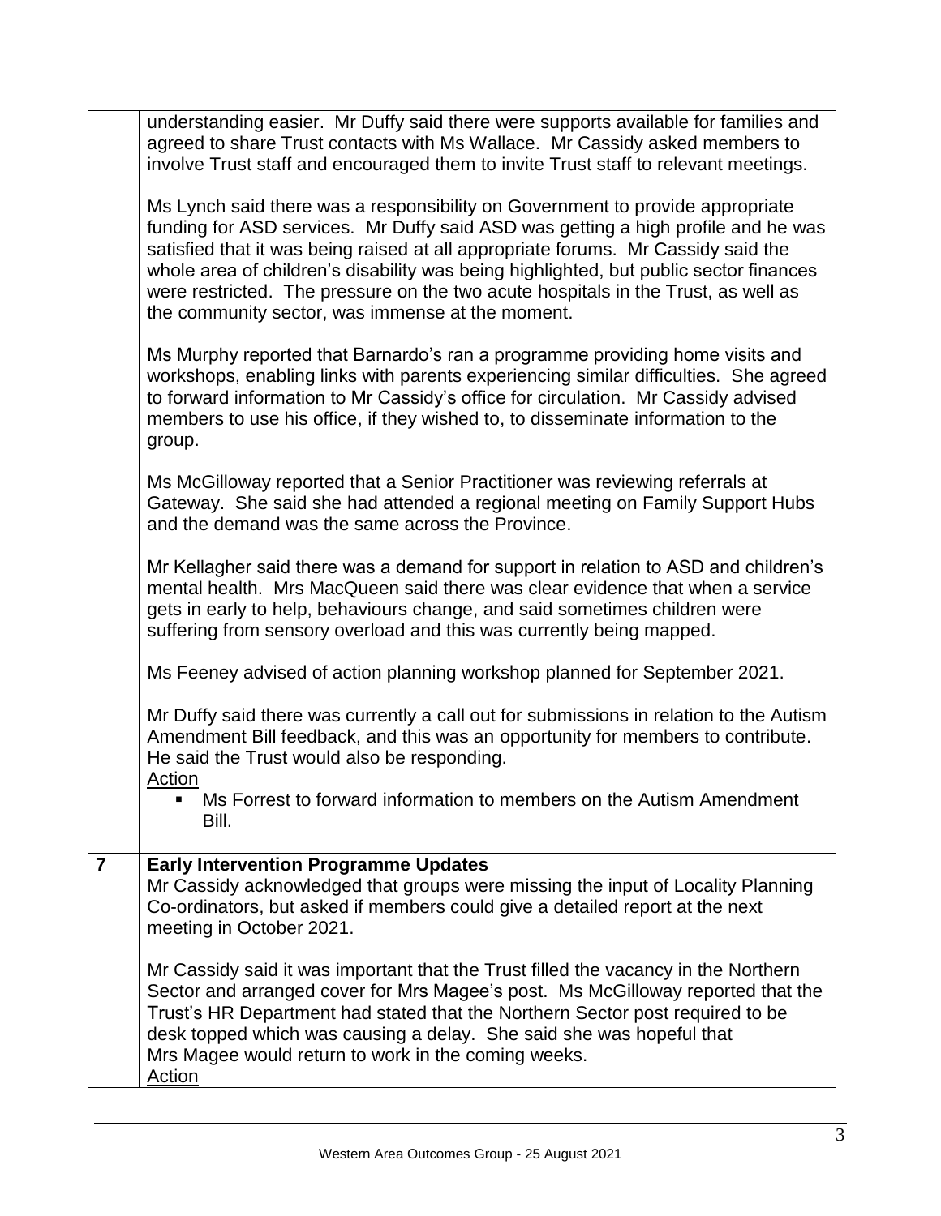| | |
|---|---|
| | understanding easier. Mr Duffy said there were supports available for families and agreed to share Trust contacts with Ms Wallace. Mr Cassidy asked members to involve Trust staff and encouraged them to invite Trust staff to relevant meetings.<br><br>Ms Lynch said there was a responsibility on Government to provide appropriate funding for ASD services. Mr Duffy said ASD was getting a high profile and he was satisfied that it was being raised at all appropriate forums. Mr Cassidy said the whole area of children's disability was being highlighted, but public sector finances were restricted. The pressure on the two acute hospitals in the Trust, as well as the community sector, was immense at the moment.<br><br>Ms Murphy reported that Barnardo's ran a programme providing home visits and workshops, enabling links with parents experiencing similar difficulties. She agreed to forward information to Mr Cassidy's office for circulation. Mr Cassidy advised members to use his office, if they wished to, to disseminate information to the group.<br><br>Ms McGilloway reported that a Senior Practitioner was reviewing referrals at Gateway. She said she had attended a regional meeting on Family Support Hubs and the demand was the same across the Province.<br><br>Mr Kellagher said there was a demand for support in relation to ASD and children's mental health. Mrs MacQueen said there was clear evidence that when a service gets in early to help, behaviours change, and said sometimes children were suffering from sensory overload and this was currently being mapped.<br><br>Ms Feeney advised of action planning workshop planned for September 2021.<br><br>Mr Duffy said there was currently a call out for submissions in relation to the Autism Amendment Bill feedback, and this was an opportunity for members to contribute. He said the Trust would also be responding.<br>Action<br>▪ Ms Forrest to forward information to members on the Autism Amendment Bill. |
| **7** | **Early Intervention Programme Updates**<br>Mr Cassidy acknowledged that groups were missing the input of Locality Planning Co-ordinators, but asked if members could give a detailed report at the next meeting in October 2021.<br><br>Mr Cassidy said it was important that the Trust filled the vacancy in the Northern Sector and arranged cover for Mrs Magee's post. Ms McGilloway reported that the Trust's HR Department had stated that the Northern Sector post required to be desk topped which was causing a delay. She said she was hopeful that Mrs Magee would return to work in the coming weeks.<br>Action |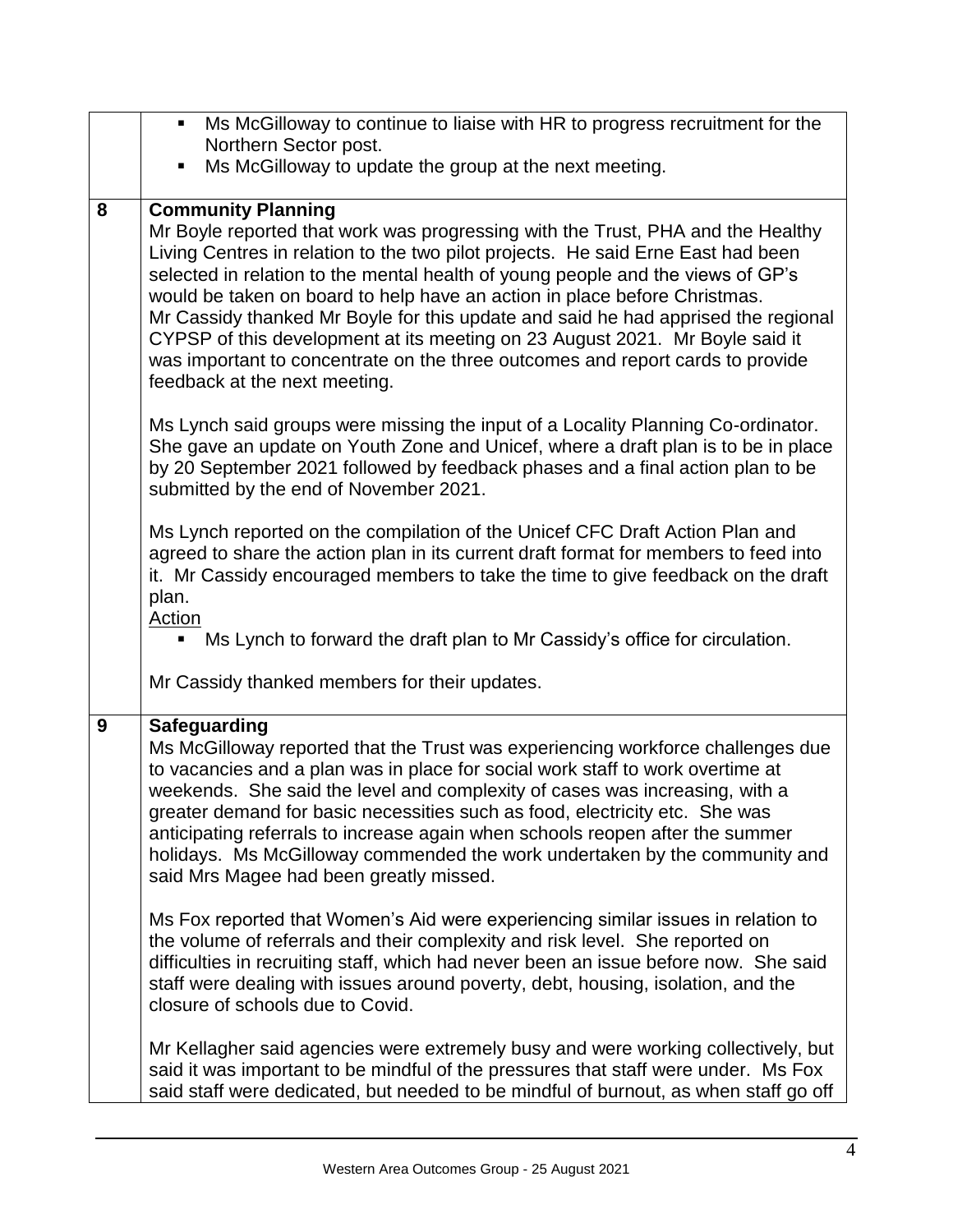|  |  |
|---|---|
|  | ▪ Ms McGilloway to continue to liaise with HR to progress recruitment for the Northern Sector post.<br>▪ Ms McGilloway to update the group at the next meeting. |
| 8 | **Community Planning**<br>Mr Boyle reported that work was progressing with the Trust, PHA and the Healthy Living Centres in relation to the two pilot projects. He said Erne East had been selected in relation to the mental health of young people and the views of GP's would be taken on board to help have an action in place before Christmas.<br>Mr Cassidy thanked Mr Boyle for this update and said he had apprised the regional CYPSP of this development at its meeting on 23 August 2021. Mr Boyle said it was important to concentrate on the three outcomes and report cards to provide feedback at the next meeting.<br><br>Ms Lynch said groups were missing the input of a Locality Planning Co-ordinator. She gave an update on Youth Zone and Unicef, where a draft plan is to be in place by 20 September 2021 followed by feedback phases and a final action plan to be submitted by the end of November 2021.<br><br>Ms Lynch reported on the compilation of the Unicef CFC Draft Action Plan and agreed to share the action plan in its current draft format for members to feed into it. Mr Cassidy encouraged members to take the time to give feedback on the draft plan.<br><u>Action</u><br>▪ Ms Lynch to forward the draft plan to Mr Cassidy's office for circulation.<br><br>Mr Cassidy thanked members for their updates. |
| 9 | **Safeguarding**<br>Ms McGilloway reported that the Trust was experiencing workforce challenges due to vacancies and a plan was in place for social work staff to work overtime at weekends. She said the level and complexity of cases was increasing, with a greater demand for basic necessities such as food, electricity etc. She was anticipating referrals to increase again when schools reopen after the summer holidays. Ms McGilloway commended the work undertaken by the community and said Mrs Magee had been greatly missed.<br><br>Ms Fox reported that Women's Aid were experiencing similar issues in relation to the volume of referrals and their complexity and risk level. She reported on difficulties in recruiting staff, which had never been an issue before now. She said staff were dealing with issues around poverty, debt, housing, isolation, and the closure of schools due to Covid.<br><br>Mr Kellagher said agencies were extremely busy and were working collectively, but said it was important to be mindful of the pressures that staff were under. Ms Fox said staff were dedicated, but needed to be mindful of burnout, as when staff go off |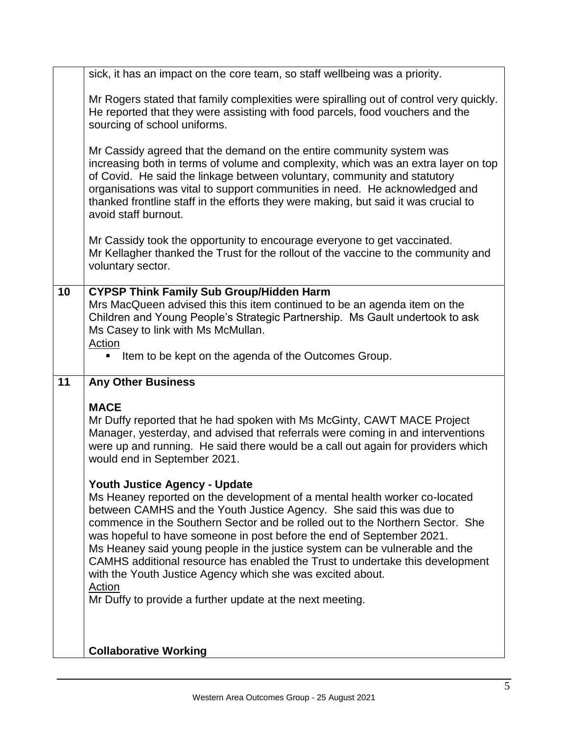| | |
|---|---|
| | sick, it has an impact on the core team, so staff wellbeing was a priority.<br><br>Mr Rogers stated that family complexities were spiralling out of control very quickly. He reported that they were assisting with food parcels, food vouchers and the sourcing of school uniforms.<br><br>Mr Cassidy agreed that the demand on the entire community system was increasing both in terms of volume and complexity, which was an extra layer on top of Covid. He said the linkage between voluntary, community and statutory organisations was vital to support communities in need. He acknowledged and thanked frontline staff in the efforts they were making, but said it was crucial to avoid staff burnout.<br><br>Mr Cassidy took the opportunity to encourage everyone to get vaccinated.<br>Mr Kellagher thanked the Trust for the rollout of the vaccine to the community and voluntary sector. |
| **10** | **CYPSP Think Family Sub Group/Hidden Harm**<br>Mrs MacQueen advised this this item continued to be an agenda item on the Children and Young People's Strategic Partnership. Ms Gault undertook to ask Ms Casey to link with Ms McMullan.<br>Action<br>▪ Item to be kept on the agenda of the Outcomes Group. |
| **11** | **Any Other Business**<br><br>**MACE**<br>Mr Duffy reported that he had spoken with Ms McGinty, CAWT MACE Project Manager, yesterday, and advised that referrals were coming in and interventions were up and running. He said there would be a call out again for providers which would end in September 2021.<br><br>**Youth Justice Agency - Update**<br>Ms Heaney reported on the development of a mental health worker co-located between CAMHS and the Youth Justice Agency. She said this was due to commence in the Southern Sector and be rolled out to the Northern Sector. She was hopeful to have someone in post before the end of September 2021.<br>Ms Heaney said young people in the justice system can be vulnerable and the CAMHS additional resource has enabled the Trust to undertake this development with the Youth Justice Agency which she was excited about.<br>Action<br>Mr Duffy to provide a further update at the next meeting.<br><br>**Collaborative Working** |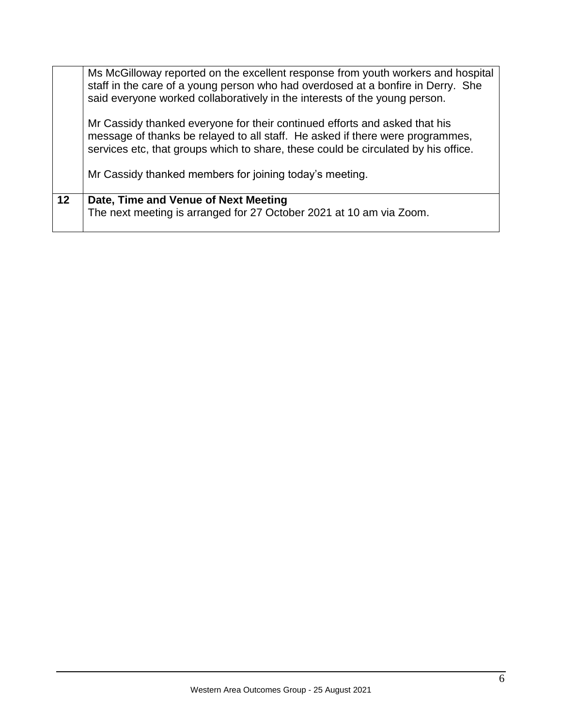| | |
|---|---|
| | Ms McGilloway reported on the excellent response from youth workers and hospital staff in the care of a young person who had overdosed at a bonfire in Derry. She said everyone worked collaboratively in the interests of the young person.<br><br>Mr Cassidy thanked everyone for their continued efforts and asked that his message of thanks be relayed to all staff. He asked if there were programmes, services etc, that groups which to share, these could be circulated by his office.<br><br>Mr Cassidy thanked members for joining today's meeting. |
| **12** | **Date, Time and Venue of Next Meeting**<br>The next meeting is arranged for 27 October 2021 at 10 am via Zoom. |